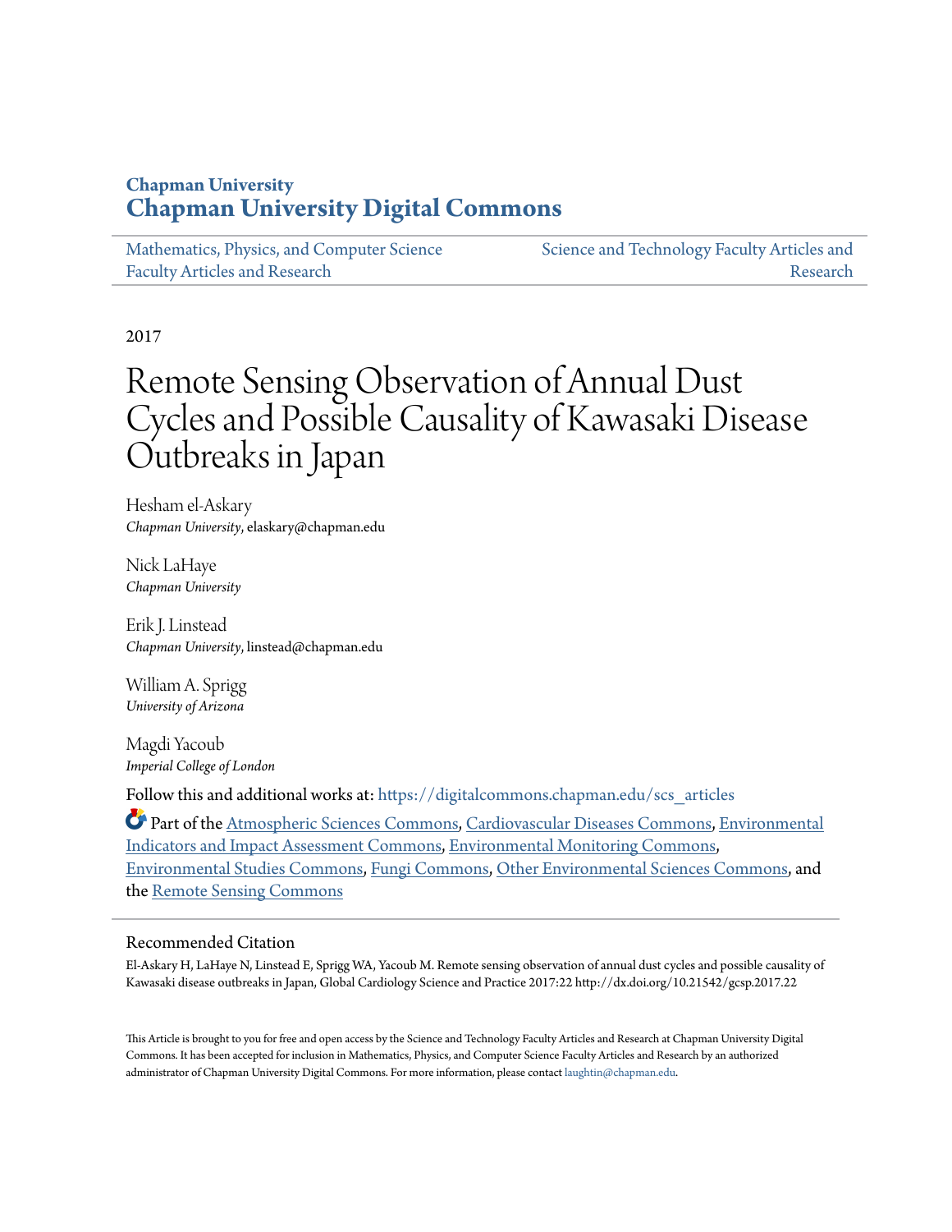**Chapman University**
## Chapman University Digital Commons

Mathematics, Physics, and Computer Science Faculty Articles and Research

Science and Technology Faculty Articles and Research

2017

# Remote Sensing Observation of Annual Dust Cycles and Possible Causality of Kawasaki Disease Outbreaks in Japan

Hesham el-Askary
*Chapman University*, elaskary@chapman.edu

Nick LaHaye
*Chapman University*

Erik J. Linstead
*Chapman University*, linstead@chapman.edu

William A. Sprigg
*University of Arizona*

Magdi Yacoub
*Imperial College of London*

Follow this and additional works at: https://digitalcommons.chapman.edu/scs_articles

Part of the Atmospheric Sciences Commons, Cardiovascular Diseases Commons, Environmental Indicators and Impact Assessment Commons, Environmental Monitoring Commons, Environmental Studies Commons, Fungi Commons, Other Environmental Sciences Commons, and the Remote Sensing Commons

## Recommended Citation

El-Askary H, LaHaye N, Linstead E, Sprigg WA, Yacoub M. Remote sensing observation of annual dust cycles and possible causality of Kawasaki disease outbreaks in Japan, Global Cardiology Science and Practice 2017:22 http://dx.doi.org/10.21542/gcsp.2017.22

This Article is brought to you for free and open access by the Science and Technology Faculty Articles and Research at Chapman University Digital Commons. It has been accepted for inclusion in Mathematics, Physics, and Computer Science Faculty Articles and Research by an authorized administrator of Chapman University Digital Commons. For more information, please contact laughtin@chapman.edu.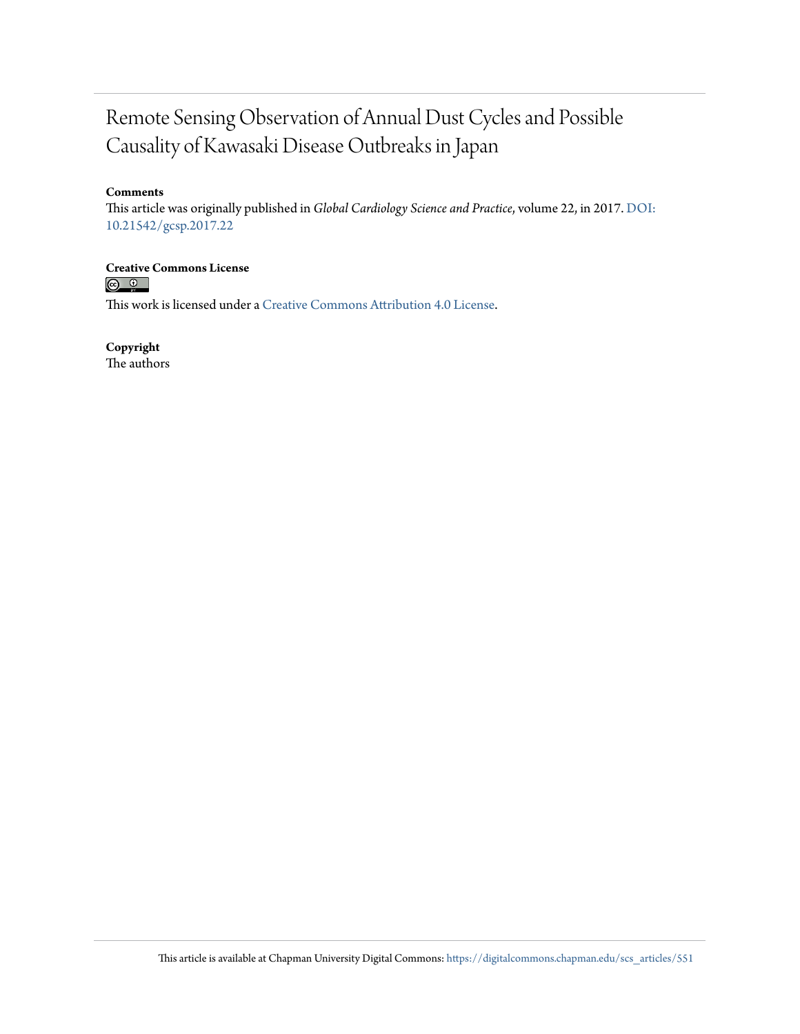# Remote Sensing Observation of Annual Dust Cycles and Possible Causality of Kawasaki Disease Outbreaks in Japan

**Comments**

This article was originally published in *Global Cardiology Science and Practice*, volume 22, in 2017. DOI: 10.21542/gcsp.2017.22

**Creative Commons License**

This work is licensed under a Creative Commons Attribution 4.0 License.

**Copyright**

The authors

This article is available at Chapman University Digital Commons: https://digitalcommons.chapman.edu/scs_articles/551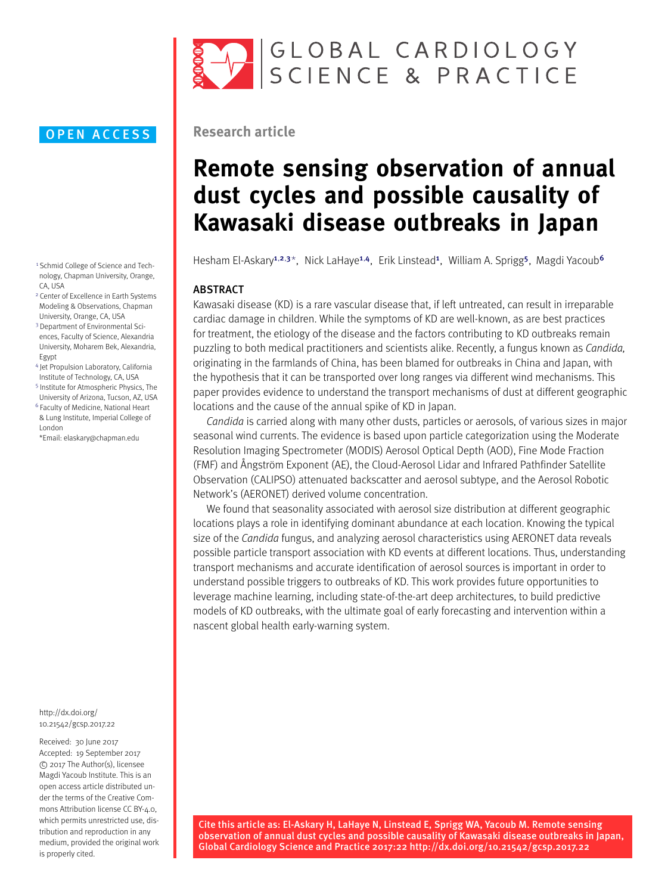OPEN ACCESS

Research article

# Remote sensing observation of annual dust cycles and possible causality of Kawasaki disease outbreaks in Japan

Hesham El-Askary[1,2,3]*, Nick LaHaye[1,4], Erik Linstead[1], William A. Sprigg[5], Magdi Yacoub[6]

[1] Schmid College of Science and Technology, Chapman University, Orange, CA, USA
[2] Center of Excellence in Earth Systems Modeling & Observations, Chapman University, Orange, CA, USA
[3] Department of Environmental Sciences, Faculty of Science, Alexandria University, Moharem Bek, Alexandria, Egypt
[4] Jet Propulsion Laboratory, California Institute of Technology, CA, USA
[5] Institute for Atmospheric Physics, The University of Arizona, Tucson, AZ, USA
[6] Faculty of Medicine, National Heart & Lung Institute, Imperial College of London
*Email: elaskary@chapman.edu

## ABSTRACT

Kawasaki disease (KD) is a rare vascular disease that, if left untreated, can result in irreparable cardiac damage in children. While the symptoms of KD are well-known, as are best practices for treatment, the etiology of the disease and the factors contributing to KD outbreaks remain puzzling to both medical practitioners and scientists alike. Recently, a fungus known as *Candida,* originating in the farmlands of China, has been blamed for outbreaks in China and Japan, with the hypothesis that it can be transported over long ranges via different wind mechanisms. This paper provides evidence to understand the transport mechanisms of dust at different geographic locations and the cause of the annual spike of KD in Japan.

*Candida* is carried along with many other dusts, particles or aerosols, of various sizes in major seasonal wind currents. The evidence is based upon particle categorization using the Moderate Resolution Imaging Spectrometer (MODIS) Aerosol Optical Depth (AOD), Fine Mode Fraction (FMF) and Ångström Exponent (AE), the Cloud-Aerosol Lidar and Infrared Pathfinder Satellite Observation (CALIPSO) attenuated backscatter and aerosol subtype, and the Aerosol Robotic Network's (AERONET) derived volume concentration.

We found that seasonality associated with aerosol size distribution at different geographic locations plays a role in identifying dominant abundance at each location. Knowing the typical size of the *Candida* fungus, and analyzing aerosol characteristics using AERONET data reveals possible particle transport association with KD events at different locations. Thus, understanding transport mechanisms and accurate identification of aerosol sources is important in order to understand possible triggers to outbreaks of KD. This work provides future opportunities to leverage machine learning, including state-of-the-art deep architectures, to build predictive models of KD outbreaks, with the ultimate goal of early forecasting and intervention within a nascent global health early-warning system.

http://dx.doi.org/10.21542/gcsp.2017.22

Received: 30 June 2017
Accepted: 19 September 2017
© 2017 The Author(s), licensee Magdi Yacoub Institute. This is an open access article distributed under the terms of the Creative Commons Attribution license CC BY-4.0, which permits unrestricted use, distribution and reproduction in any medium, provided the original work is properly cited.

Cite this article as: El-Askary H, LaHaye N, Linstead E, Sprigg WA, Yacoub M. Remote sensing observation of annual dust cycles and possible causality of Kawasaki disease outbreaks in Japan, Global Cardiology Science and Practice 2017:22 http://dx.doi.org/10.21542/gcsp.2017.22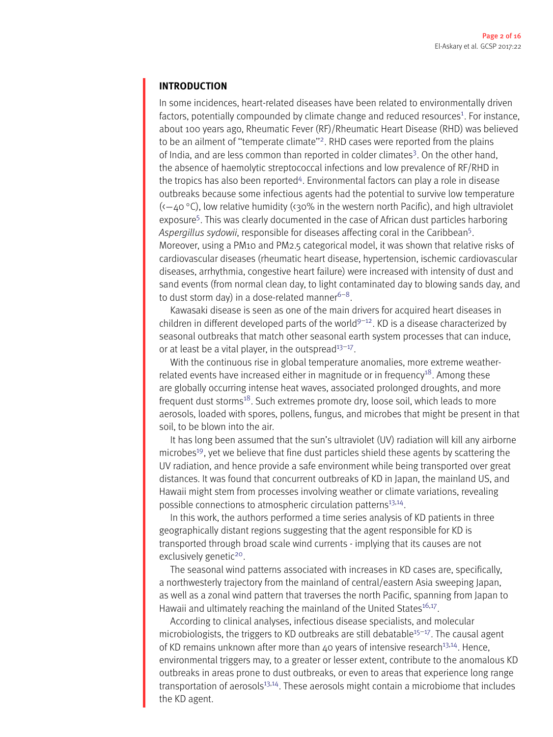## INTRODUCTION

In some incidences, heart-related diseases have been related to environmentally driven factors, potentially compounded by climate change and reduced resources[1]. For instance, about 100 years ago, Rheumatic Fever (RF)/Rheumatic Heart Disease (RHD) was believed to be an ailment of "temperate climate"[2]. RHD cases were reported from the plains of India, and are less common than reported in colder climates[3]. On the other hand, the absence of haemolytic streptococcal infections and low prevalence of RF/RHD in the tropics has also been reported[4]. Environmental factors can play a role in disease outbreaks because some infectious agents had the potential to survive low temperature (<−40 °C), low relative humidity (<30% in the western north Pacific), and high ultraviolet exposure[5]. This was clearly documented in the case of African dust particles harboring *Aspergillus sydowii*, responsible for diseases affecting coral in the Caribbean[5]. Moreover, using a PM10 and PM2.5 categorical model, it was shown that relative risks of cardiovascular diseases (rheumatic heart disease, hypertension, ischemic cardiovascular diseases, arrhythmia, congestive heart failure) were increased with intensity of dust and sand events (from normal clean day, to light contaminated day to blowing sands day, and to dust storm day) in a dose-related manner[6–8].

Kawasaki disease is seen as one of the main drivers for acquired heart diseases in children in different developed parts of the world[9–12]. KD is a disease characterized by seasonal outbreaks that match other seasonal earth system processes that can induce, or at least be a vital player, in the outspread[13–17].

With the continuous rise in global temperature anomalies, more extreme weather-related events have increased either in magnitude or in frequency[18]. Among these are globally occurring intense heat waves, associated prolonged droughts, and more frequent dust storms[18]. Such extremes promote dry, loose soil, which leads to more aerosols, loaded with spores, pollens, fungus, and microbes that might be present in that soil, to be blown into the air.

It has long been assumed that the sun's ultraviolet (UV) radiation will kill any airborne microbes[19], yet we believe that fine dust particles shield these agents by scattering the UV radiation, and hence provide a safe environment while being transported over great distances. It was found that concurrent outbreaks of KD in Japan, the mainland US, and Hawaii might stem from processes involving weather or climate variations, revealing possible connections to atmospheric circulation patterns[13,14].

In this work, the authors performed a time series analysis of KD patients in three geographically distant regions suggesting that the agent responsible for KD is transported through broad scale wind currents - implying that its causes are not exclusively genetic[20].

The seasonal wind patterns associated with increases in KD cases are, specifically, a northwesterly trajectory from the mainland of central/eastern Asia sweeping Japan, as well as a zonal wind pattern that traverses the north Pacific, spanning from Japan to Hawaii and ultimately reaching the mainland of the United States[16,17].

According to clinical analyses, infectious disease specialists, and molecular microbiologists, the triggers to KD outbreaks are still debatable[15–17]. The causal agent of KD remains unknown after more than 40 years of intensive research[13,14]. Hence, environmental triggers may, to a greater or lesser extent, contribute to the anomalous KD outbreaks in areas prone to dust outbreaks, or even to areas that experience long range transportation of aerosols[13,14]. These aerosols might contain a microbiome that includes the KD agent.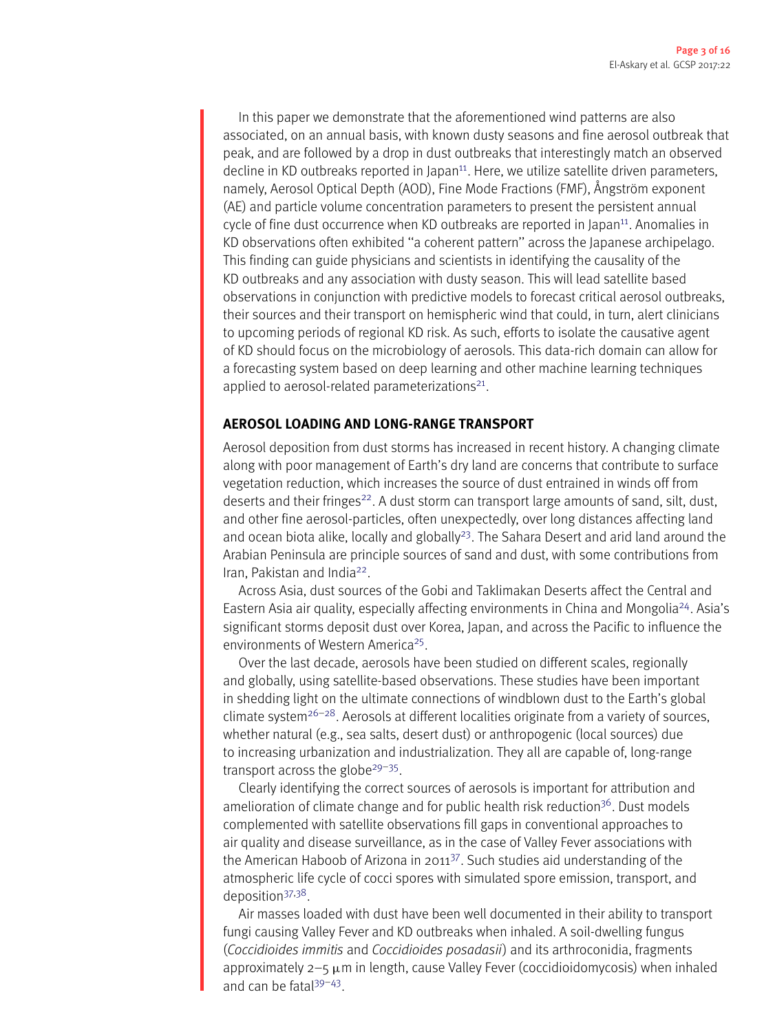In this paper we demonstrate that the aforementioned wind patterns are also associated, on an annual basis, with known dusty seasons and fine aerosol outbreak that peak, and are followed by a drop in dust outbreaks that interestingly match an observed decline in KD outbreaks reported in Japan[11]. Here, we utilize satellite driven parameters, namely, Aerosol Optical Depth (AOD), Fine Mode Fractions (FMF), Ångström exponent (AE) and particle volume concentration parameters to present the persistent annual cycle of fine dust occurrence when KD outbreaks are reported in Japan[11]. Anomalies in KD observations often exhibited "a coherent pattern" across the Japanese archipelago. This finding can guide physicians and scientists in identifying the causality of the KD outbreaks and any association with dusty season. This will lead satellite based observations in conjunction with predictive models to forecast critical aerosol outbreaks, their sources and their transport on hemispheric wind that could, in turn, alert clinicians to upcoming periods of regional KD risk. As such, efforts to isolate the causative agent of KD should focus on the microbiology of aerosols. This data-rich domain can allow for a forecasting system based on deep learning and other machine learning techniques applied to aerosol-related parameterizations[21].

## AEROSOL LOADING AND LONG-RANGE TRANSPORT

Aerosol deposition from dust storms has increased in recent history. A changing climate along with poor management of Earth's dry land are concerns that contribute to surface vegetation reduction, which increases the source of dust entrained in winds off from deserts and their fringes[22]. A dust storm can transport large amounts of sand, silt, dust, and other fine aerosol-particles, often unexpectedly, over long distances affecting land and ocean biota alike, locally and globally[23]. The Sahara Desert and arid land around the Arabian Peninsula are principle sources of sand and dust, with some contributions from Iran, Pakistan and India[22].

Across Asia, dust sources of the Gobi and Taklimakan Deserts affect the Central and Eastern Asia air quality, especially affecting environments in China and Mongolia[24]. Asia's significant storms deposit dust over Korea, Japan, and across the Pacific to influence the environments of Western America[25].

Over the last decade, aerosols have been studied on different scales, regionally and globally, using satellite-based observations. These studies have been important in shedding light on the ultimate connections of windblown dust to the Earth's global climate system[26–28]. Aerosols at different localities originate from a variety of sources, whether natural (e.g., sea salts, desert dust) or anthropogenic (local sources) due to increasing urbanization and industrialization. They all are capable of, long-range transport across the globe[29–35].

Clearly identifying the correct sources of aerosols is important for attribution and amelioration of climate change and for public health risk reduction[36]. Dust models complemented with satellite observations fill gaps in conventional approaches to air quality and disease surveillance, as in the case of Valley Fever associations with the American Haboob of Arizona in 2011[37]. Such studies aid understanding of the atmospheric life cycle of cocci spores with simulated spore emission, transport, and deposition[37,38].

Air masses loaded with dust have been well documented in their ability to transport fungi causing Valley Fever and KD outbreaks when inhaled. A soil-dwelling fungus (*Coccidioides immitis* and *Coccidioides posadasii*) and its arthroconidia, fragments approximately 2–5 $\mu$m in length, cause Valley Fever (coccidioidomycosis) when inhaled and can be fatal[39–43].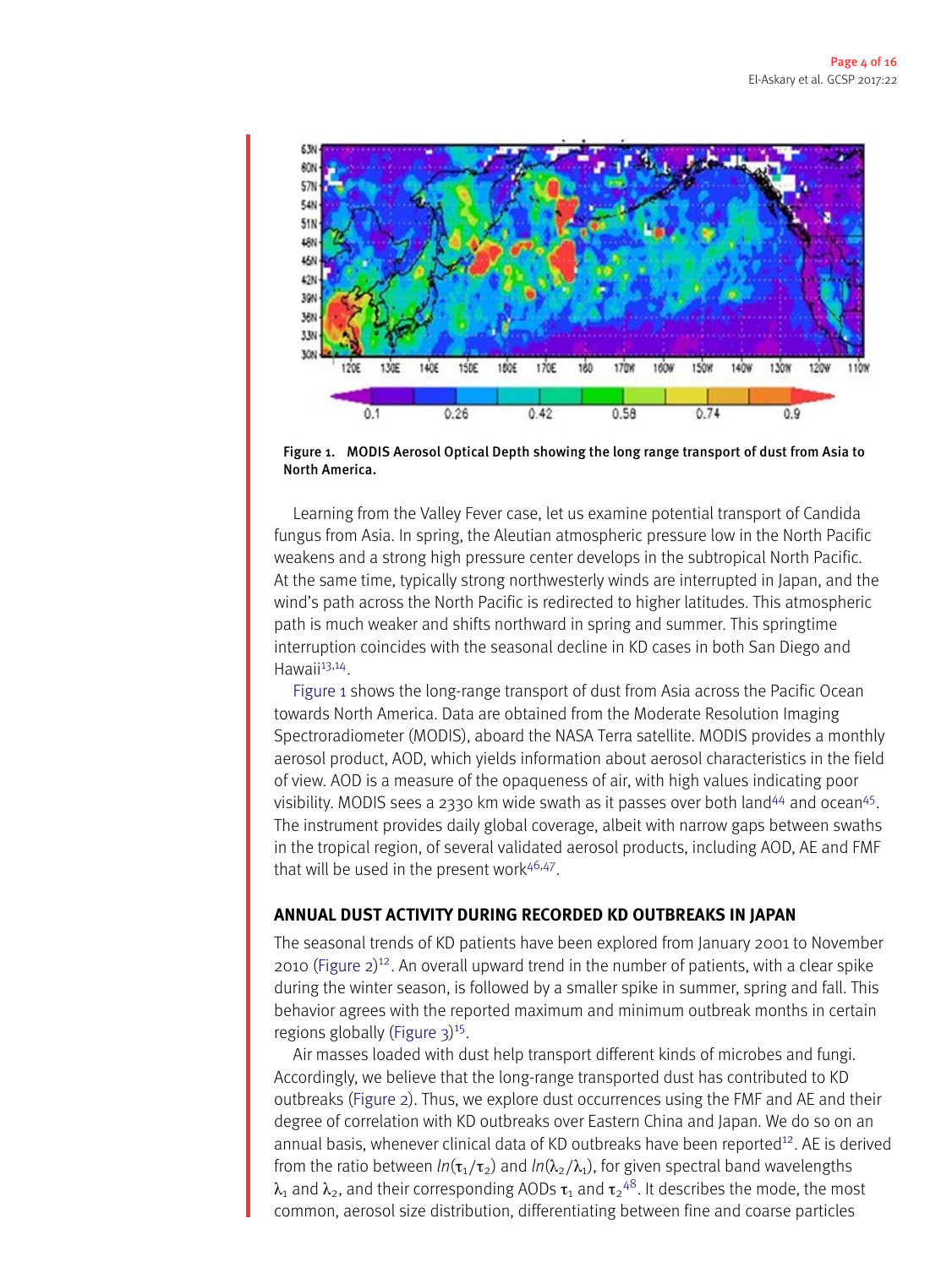Figure 1. MODIS Aerosol Optical Depth showing the long range transport of dust from Asia to North America.

Learning from the Valley Fever case, let us examine potential transport of Candida fungus from Asia. In spring, the Aleutian atmospheric pressure low in the North Pacific weakens and a strong high pressure center develops in the subtropical North Pacific. At the same time, typically strong northwesterly winds are interrupted in Japan, and the wind's path across the North Pacific is redirected to higher latitudes. This atmospheric path is much weaker and shifts northward in spring and summer. This springtime interruption coincides with the seasonal decline in KD cases in both San Diego and Hawaii[13,14].

Figure 1 shows the long-range transport of dust from Asia across the Pacific Ocean towards North America. Data are obtained from the Moderate Resolution Imaging Spectroradiometer (MODIS), aboard the NASA Terra satellite. MODIS provides a monthly aerosol product, AOD, which yields information about aerosol characteristics in the field of view. AOD is a measure of the opaqueness of air, with high values indicating poor visibility. MODIS sees a 2330 km wide swath as it passes over both land[44] and ocean[45]. The instrument provides daily global coverage, albeit with narrow gaps between swaths in the tropical region, of several validated aerosol products, including AOD, AE and FMF that will be used in the present work[46,47].

## ANNUAL DUST ACTIVITY DURING RECORDED KD OUTBREAKS IN JAPAN

The seasonal trends of KD patients have been explored from January 2001 to November 2010 (Figure 2)[12]. An overall upward trend in the number of patients, with a clear spike during the winter season, is followed by a smaller spike in summer, spring and fall. This behavior agrees with the reported maximum and minimum outbreak months in certain regions globally (Figure 3)[15].

Air masses loaded with dust help transport different kinds of microbes and fungi. Accordingly, we believe that the long-range transported dust has contributed to KD outbreaks (Figure 2). Thus, we explore dust occurrences using the FMF and AE and their degree of correlation with KD outbreaks over Eastern China and Japan. We do so on an annual basis, whenever clinical data of KD outbreaks have been reported[12]. AE is derived from the ratio between $ln(\tau_1/\tau_2)$ and $ln(\lambda_2/\lambda_1)$, for given spectral band wavelengths $\lambda_1$ and $\lambda_2$, and their corresponding AODs $\tau_1$ and $\tau_2$[48]. It describes the mode, the most common, aerosol size distribution, differentiating between fine and coarse particles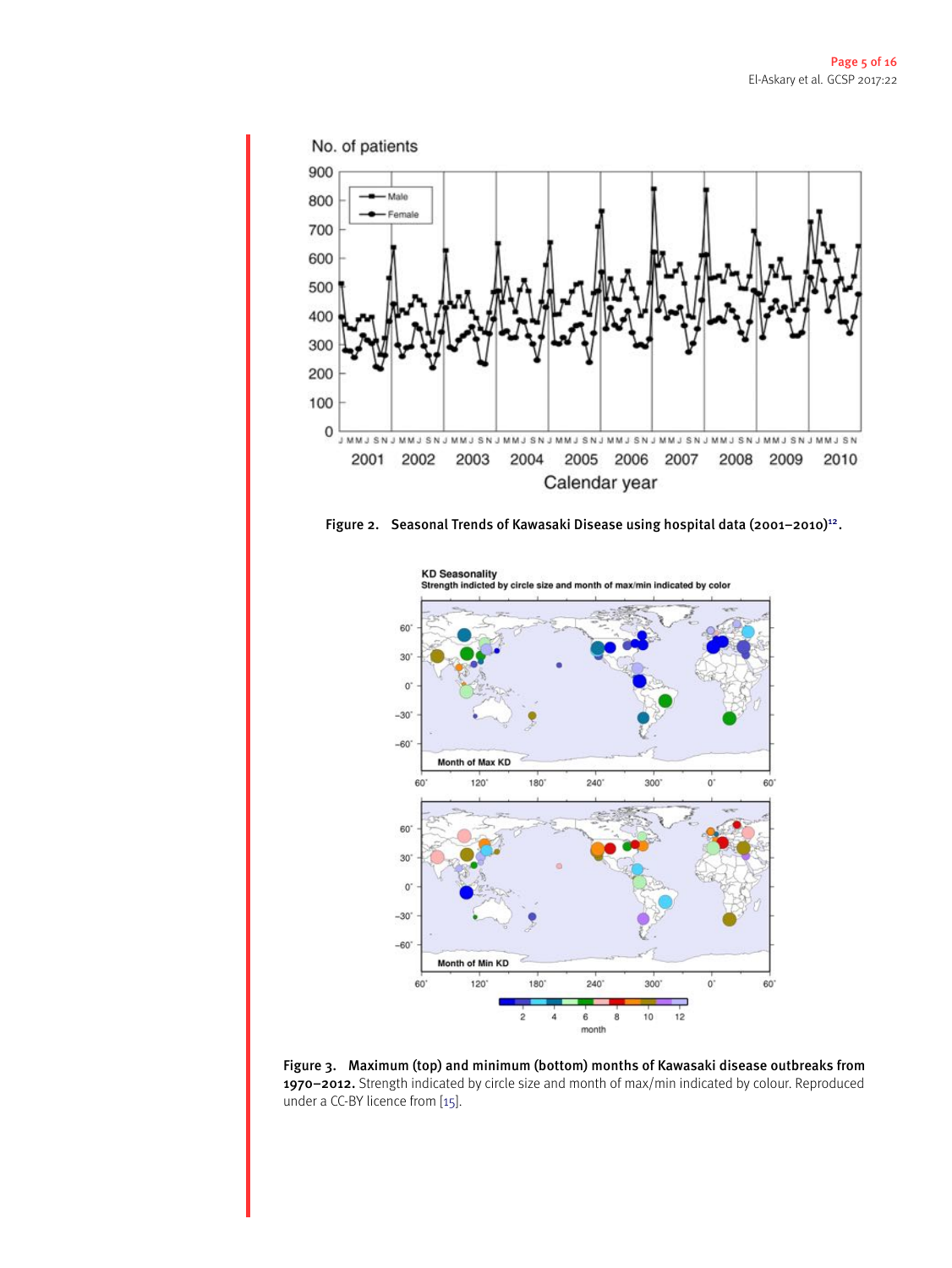Figure 2. Seasonal Trends of Kawasaki Disease using hospital data (2001–2010)[12].

Figure 3. Maximum (top) and minimum (bottom) months of Kawasaki disease outbreaks from 1970–2012. Strength indicated by circle size and month of max/min indicated by colour. Reproduced under a CC-BY licence from [15].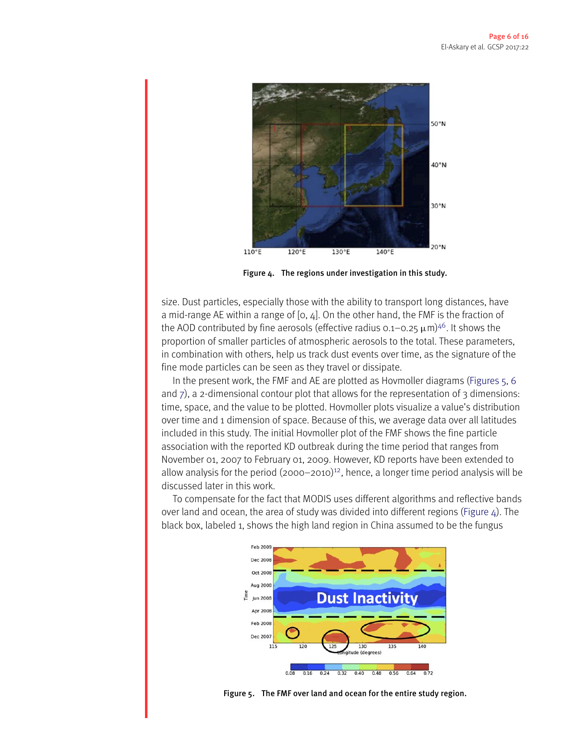Figure 4. The regions under investigation in this study.

size. Dust particles, especially those with the ability to transport long distances, have a mid-range AE within a range of [0, 4]. On the other hand, the FMF is the fraction of the AOD contributed by fine aerosols (effective radius 0.1–0.25 μm)[46]. It shows the proportion of smaller particles of atmospheric aerosols to the total. These parameters, in combination with others, help us track dust events over time, as the signature of the fine mode particles can be seen as they travel or dissipate.

In the present work, the FMF and AE are plotted as Hovmoller diagrams (Figures 5, 6 and 7), a 2-dimensional contour plot that allows for the representation of 3 dimensions: time, space, and the value to be plotted. Hovmoller plots visualize a value's distribution over time and 1 dimension of space. Because of this, we average data over all latitudes included in this study. The initial Hovmoller plot of the FMF shows the fine particle association with the reported KD outbreak during the time period that ranges from November 01, 2007 to February 01, 2009. However, KD reports have been extended to allow analysis for the period (2000–2010)[12], hence, a longer time period analysis will be discussed later in this work.

To compensate for the fact that MODIS uses different algorithms and reflective bands over land and ocean, the area of study was divided into different regions (Figure 4). The black box, labeled 1, shows the high land region in China assumed to be the fungus

Figure 5. The FMF over land and ocean for the entire study region.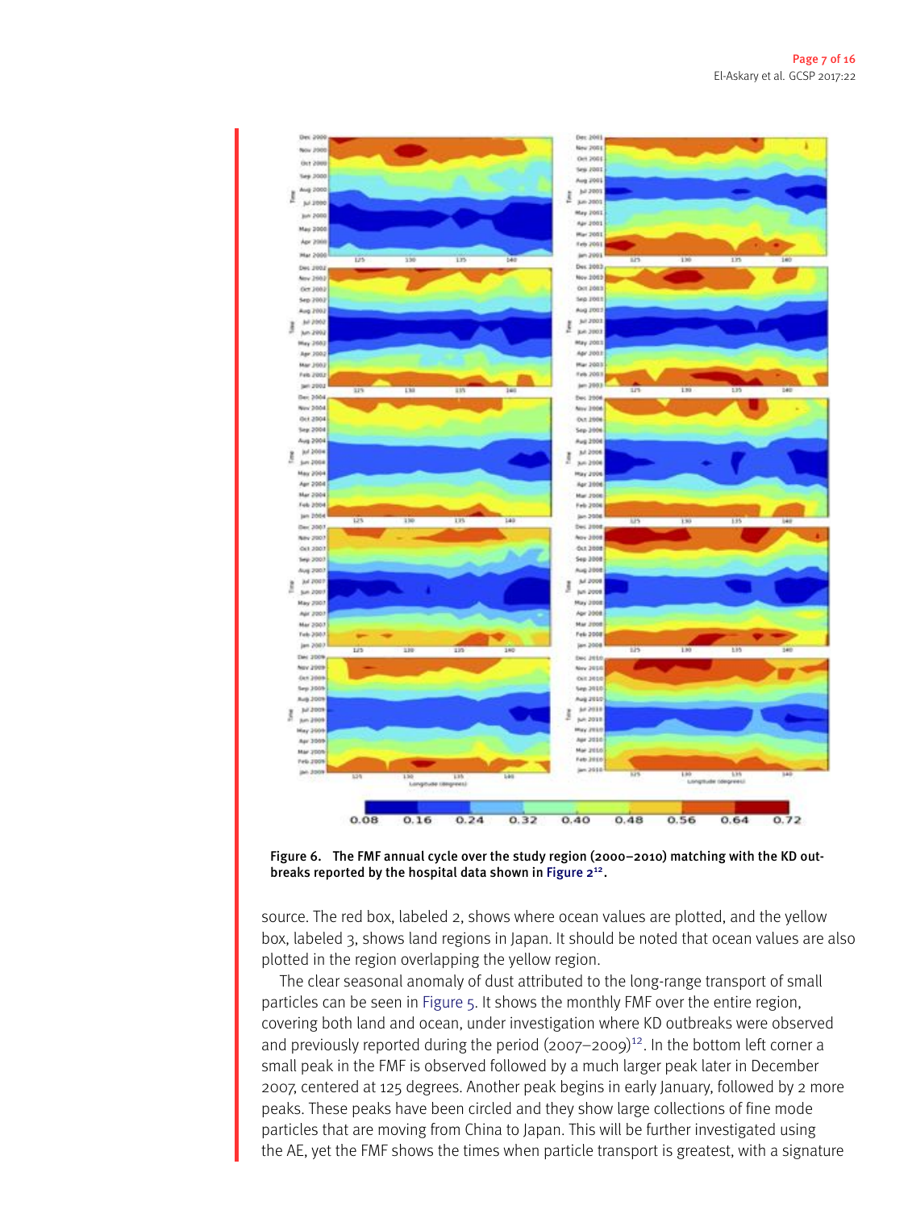Figure 6. The FMF annual cycle over the study region (2000–2010) matching with the KD outbreaks reported by the hospital data shown in Figure 2[12].

source. The red box, labeled 2, shows where ocean values are plotted, and the yellow box, labeled 3, shows land regions in Japan. It should be noted that ocean values are also plotted in the region overlapping the yellow region.

The clear seasonal anomaly of dust attributed to the long-range transport of small particles can be seen in Figure 5. It shows the monthly FMF over the entire region, covering both land and ocean, under investigation where KD outbreaks were observed and previously reported during the period (2007–2009)[12]. In the bottom left corner a small peak in the FMF is observed followed by a much larger peak later in December 2007, centered at 125 degrees. Another peak begins in early January, followed by 2 more peaks. These peaks have been circled and they show large collections of fine mode particles that are moving from China to Japan. This will be further investigated using the AE, yet the FMF shows the times when particle transport is greatest, with a signature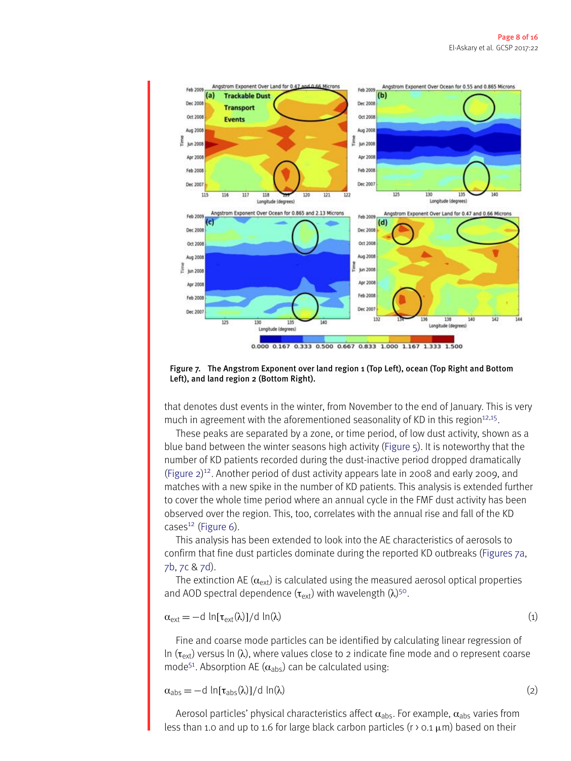**Figure 7. The Angstrom Exponent over land region 1 (Top Left), ocean (Top Right and Bottom Left), and land region 2 (Bottom Right).**

that denotes dust events in the winter, from November to the end of January. This is very much in agreement with the aforementioned seasonality of KD in this region[12,15].

These peaks are separated by a zone, or time period, of low dust activity, shown as a blue band between the winter seasons high activity (Figure 5). It is noteworthy that the number of KD patients recorded during the dust-inactive period dropped dramatically (Figure 2)[12]. Another period of dust activity appears late in 2008 and early 2009, and matches with a new spike in the number of KD patients. This analysis is extended further to cover the whole time period where an annual cycle in the FMF dust activity has been observed over the region. This, too, correlates with the annual rise and fall of the KD cases[12] (Figure 6).

This analysis has been extended to look into the AE characteristics of aerosols to confirm that fine dust particles dominate during the reported KD outbreaks (Figures 7a, 7b, 7c & 7d).

The extinction AE ($\alpha_{ext}$) is calculated using the measured aerosol optical properties and AOD spectral dependence ($\tau_{ext}$) with wavelength ($\lambda$)[50].

$$\alpha_{ext} = -d \ln[\tau_{ext}(\lambda)]/d \ln(\lambda) \tag{1}$$

Fine and coarse mode particles can be identified by calculating linear regression of ln ($\tau_{ext}$) versus ln ($\lambda$), where values close to 2 indicate fine mode and 0 represent coarse mode[51]. Absorption AE ($\alpha_{abs}$) can be calculated using:

$$\alpha_{abs} = -d \ln[\tau_{abs}(\lambda)]/d \ln(\lambda) \tag{2}$$

Aerosol particles' physical characteristics affect $\alpha_{abs}$. For example, $\alpha_{abs}$ varies from less than 1.0 and up to 1.6 for large black carbon particles ($r > 0.1\ \mu m$) based on their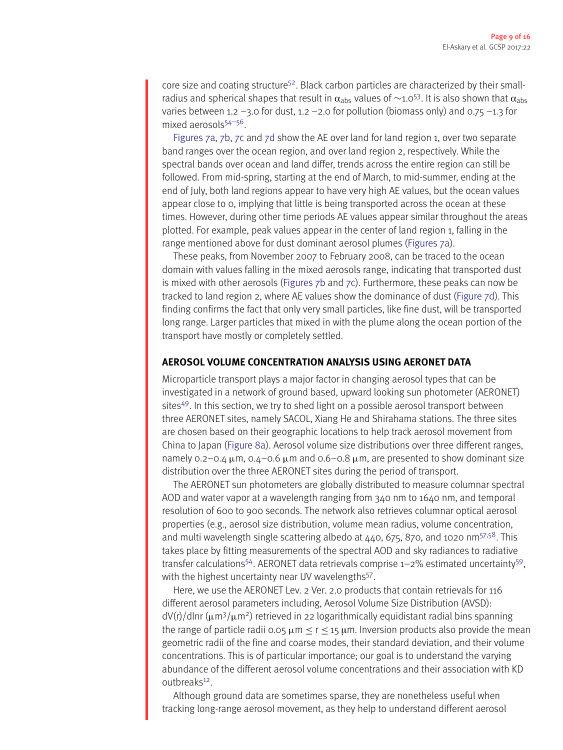core size and coating structure[52]. Black carbon particles are characterized by their small-radius and spherical shapes that result in $\alpha_{abs}$ values of ~1.0[53]. It is also shown that $\alpha_{abs}$ varies between 1.2 –3.0 for dust, 1.2 –2.0 for pollution (biomass only) and 0.75 –1.3 for mixed aerosols[54–56].

Figures 7a, 7b, 7c and 7d show the AE over land for land region 1, over two separate band ranges over the ocean region, and over land region 2, respectively. While the spectral bands over ocean and land differ, trends across the entire region can still be followed. From mid-spring, starting at the end of March, to mid-summer, ending at the end of July, both land regions appear to have very high AE values, but the ocean values appear close to 0, implying that little is being transported across the ocean at these times. However, during other time periods AE values appear similar throughout the areas plotted. For example, peak values appear in the center of land region 1, falling in the range mentioned above for dust dominant aerosol plumes (Figures 7a).

These peaks, from November 2007 to February 2008, can be traced to the ocean domain with values falling in the mixed aerosols range, indicating that transported dust is mixed with other aerosols (Figures 7b and 7c). Furthermore, these peaks can now be tracked to land region 2, where AE values show the dominance of dust (Figure 7d). This finding confirms the fact that only very small particles, like fine dust, will be transported long range. Larger particles that mixed in with the plume along the ocean portion of the transport have mostly or completely settled.

## AEROSOL VOLUME CONCENTRATION ANALYSIS USING AERONET DATA

Microparticle transport plays a major factor in changing aerosol types that can be investigated in a network of ground based, upward looking sun photometer (AERONET) sites[49]. In this section, we try to shed light on a possible aerosol transport between three AERONET sites, namely SACOL, Xiang He and Shirahama stations. The three sites are chosen based on their geographic locations to help track aerosol movement from China to Japan (Figure 8a). Aerosol volume size distributions over three different ranges, namely 0.2–0.4 μm, 0.4–0.6 μm and 0.6–0.8 μm, are presented to show dominant size distribution over the three AERONET sites during the period of transport.

The AERONET sun photometers are globally distributed to measure columnar spectral AOD and water vapor at a wavelength ranging from 340 nm to 1640 nm, and temporal resolution of 600 to 900 seconds. The network also retrieves columnar optical aerosol properties (e.g., aerosol size distribution, volume mean radius, volume concentration, and multi wavelength single scattering albedo at 440, 675, 870, and 1020 nm[57,58]. This takes place by fitting measurements of the spectral AOD and sky radiances to radiative transfer calculations[54]. AERONET data retrievals comprise 1–2% estimated uncertainty[59], with the highest uncertainty near UV wavelengths[57].

Here, we use the AERONET Lev. 2 Ver. 2.0 products that contain retrievals for 116 different aerosol parameters including, Aerosol Volume Size Distribution (AVSD): $dV(r)/d\ln r$ ($\mu m^3/\mu m^2$) retrieved in 22 logarithmically equidistant radial bins spanning the range of particle radii $0.05\ \mu m \leq r \leq 15\ \mu m$. Inversion products also provide the mean geometric radii of the fine and coarse modes, their standard deviation, and their volume concentrations. This is of particular importance; our goal is to understand the varying abundance of the different aerosol volume concentrations and their association with KD outbreaks[12].

Although ground data are sometimes sparse, they are nonetheless useful when tracking long-range aerosol movement, as they help to understand different aerosol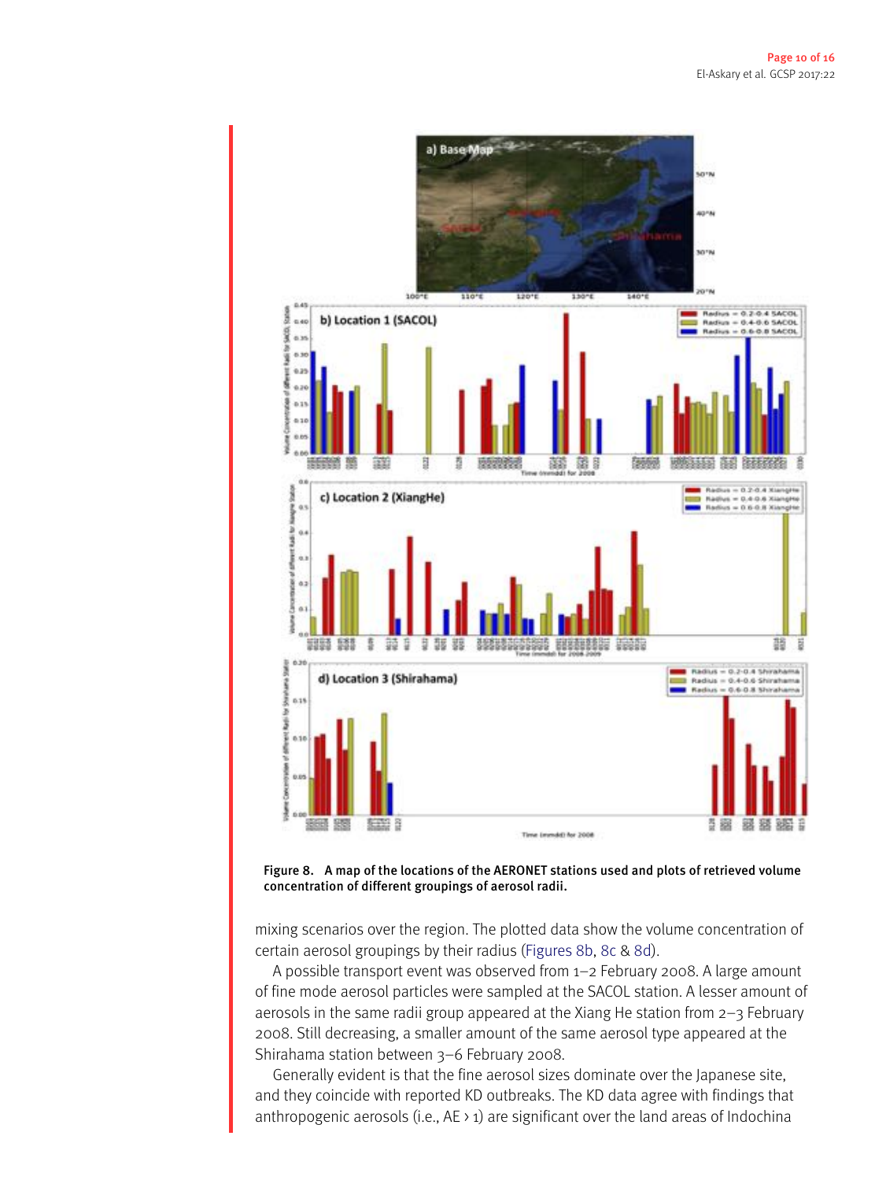Figure 8. A map of the locations of the AERONET stations used and plots of retrieved volume concentration of different groupings of aerosol radii.

mixing scenarios over the region. The plotted data show the volume concentration of certain aerosol groupings by their radius (Figures 8b, 8c & 8d).

A possible transport event was observed from 1–2 February 2008. A large amount of fine mode aerosol particles were sampled at the SACOL station. A lesser amount of aerosols in the same radii group appeared at the Xiang He station from 2–3 February 2008. Still decreasing, a smaller amount of the same aerosol type appeared at the Shirahama station between 3–6 February 2008.

Generally evident is that the fine aerosol sizes dominate over the Japanese site, and they coincide with reported KD outbreaks. The KD data agree with findings that anthropogenic aerosols (i.e., AE > 1) are significant over the land areas of Indochina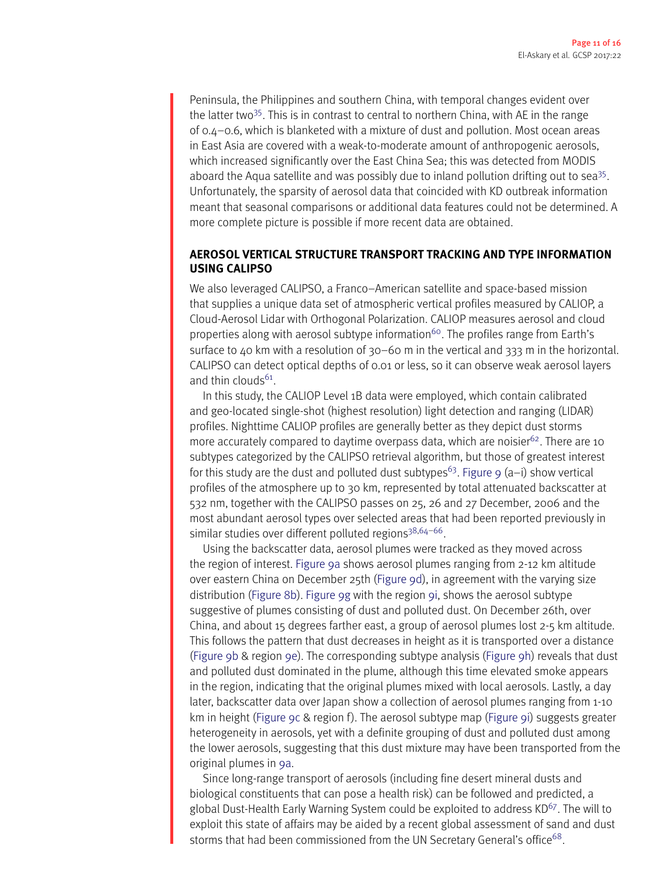Peninsula, the Philippines and southern China, with temporal changes evident over the latter two[35]. This is in contrast to central to northern China, with AE in the range of 0.4–0.6, which is blanketed with a mixture of dust and pollution. Most ocean areas in East Asia are covered with a weak-to-moderate amount of anthropogenic aerosols, which increased significantly over the East China Sea; this was detected from MODIS aboard the Aqua satellite and was possibly due to inland pollution drifting out to sea[35]. Unfortunately, the sparsity of aerosol data that coincided with KD outbreak information meant that seasonal comparisons or additional data features could not be determined. A more complete picture is possible if more recent data are obtained.

## AEROSOL VERTICAL STRUCTURE TRANSPORT TRACKING AND TYPE INFORMATION USING CALIPSO

We also leveraged CALIPSO, a Franco–American satellite and space-based mission that supplies a unique data set of atmospheric vertical profiles measured by CALIOP, a Cloud-Aerosol Lidar with Orthogonal Polarization. CALIOP measures aerosol and cloud properties along with aerosol subtype information[60]. The profiles range from Earth's surface to 40 km with a resolution of 30–60 m in the vertical and 333 m in the horizontal. CALIPSO can detect optical depths of 0.01 or less, so it can observe weak aerosol layers and thin clouds[61].

In this study, the CALIOP Level 1B data were employed, which contain calibrated and geo-located single-shot (highest resolution) light detection and ranging (LIDAR) profiles. Nighttime CALIOP profiles are generally better as they depict dust storms more accurately compared to daytime overpass data, which are noisier[62]. There are 10 subtypes categorized by the CALIPSO retrieval algorithm, but those of greatest interest for this study are the dust and polluted dust subtypes[63]. Figure 9 (a–i) show vertical profiles of the atmosphere up to 30 km, represented by total attenuated backscatter at 532 nm, together with the CALIPSO passes on 25, 26 and 27 December, 2006 and the most abundant aerosol types over selected areas that had been reported previously in similar studies over different polluted regions[38,64–66].

Using the backscatter data, aerosol plumes were tracked as they moved across the region of interest. Figure 9a shows aerosol plumes ranging from 2-12 km altitude over eastern China on December 25th (Figure 9d), in agreement with the varying size distribution (Figure 8b). Figure 9g with the region 9i, shows the aerosol subtype suggestive of plumes consisting of dust and polluted dust. On December 26th, over China, and about 15 degrees farther east, a group of aerosol plumes lost 2-5 km altitude. This follows the pattern that dust decreases in height as it is transported over a distance (Figure 9b & region 9e). The corresponding subtype analysis (Figure 9h) reveals that dust and polluted dust dominated in the plume, although this time elevated smoke appears in the region, indicating that the original plumes mixed with local aerosols. Lastly, a day later, backscatter data over Japan show a collection of aerosol plumes ranging from 1-10 km in height (Figure 9c & region f). The aerosol subtype map (Figure 9i) suggests greater heterogeneity in aerosols, yet with a definite grouping of dust and polluted dust among the lower aerosols, suggesting that this dust mixture may have been transported from the original plumes in 9a.

Since long-range transport of aerosols (including fine desert mineral dusts and biological constituents that can pose a health risk) can be followed and predicted, a global Dust-Health Early Warning System could be exploited to address KD[67]. The will to exploit this state of affairs may be aided by a recent global assessment of sand and dust storms that had been commissioned from the UN Secretary General's office[68].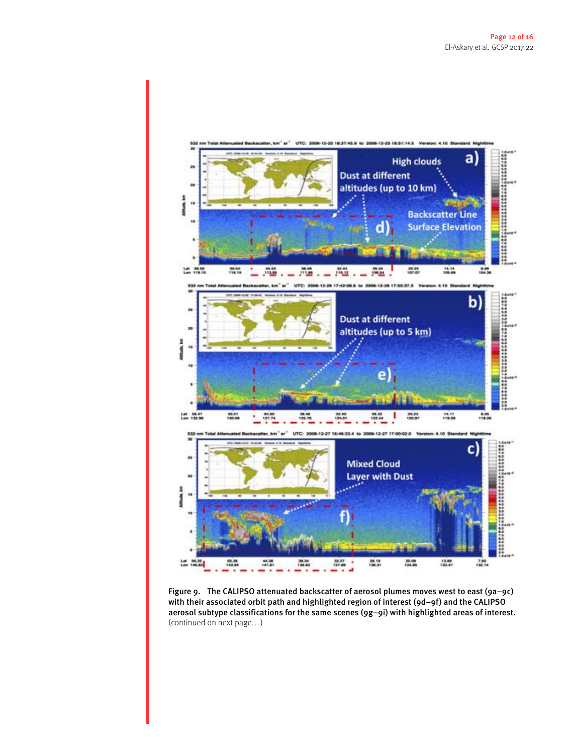Figure 9. The CALIPSO attenuated backscatter of aerosol plumes moves west to east (9a–9c) with their associated orbit path and highlighted region of interest (9d–9f) and the CALIPSO aerosol subtype classifications for the same scenes (9g–9i) with highlighted areas of interest. (continued on next page…)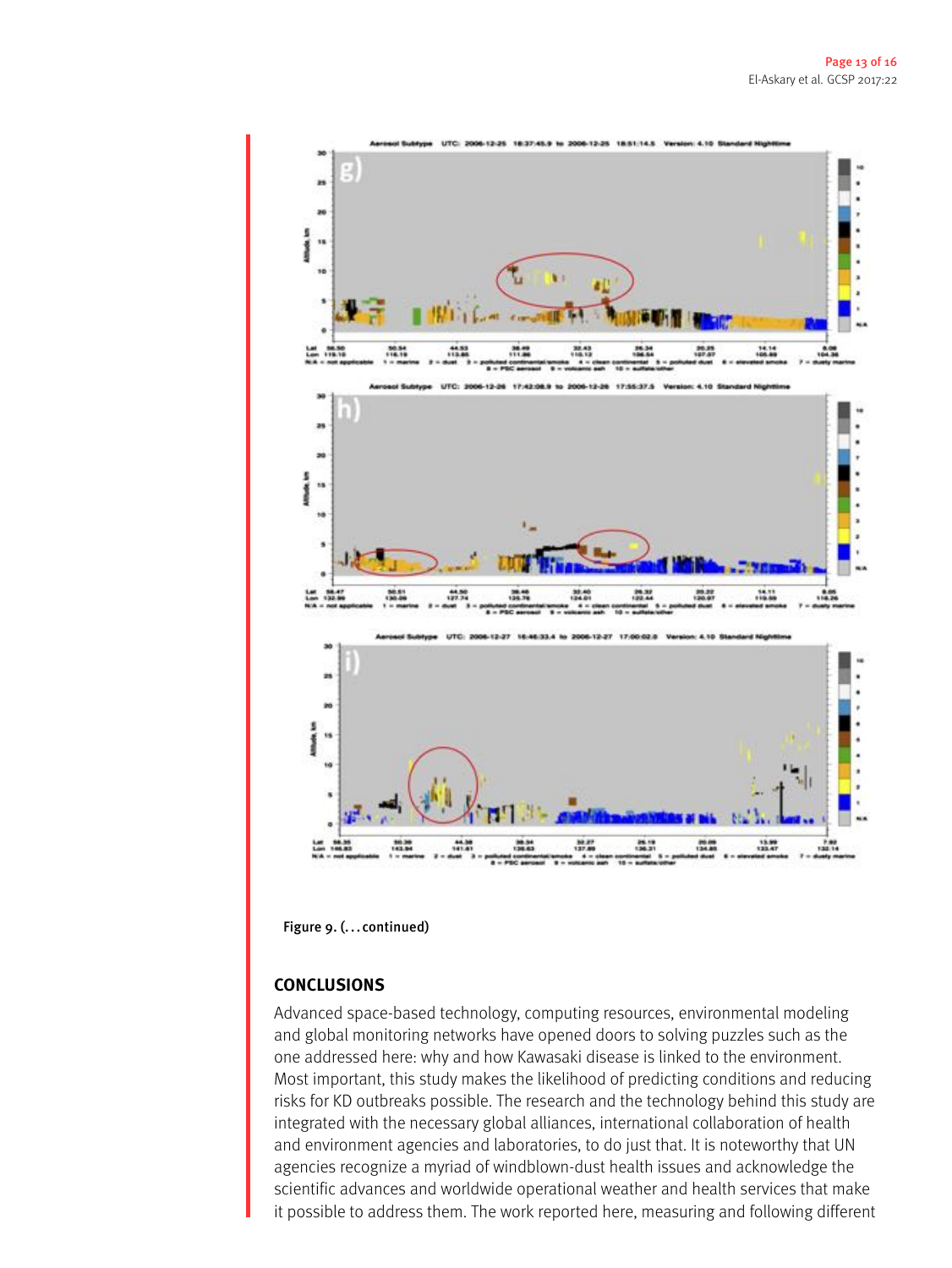Figure 9. (...continued)

## CONCLUSIONS

Advanced space-based technology, computing resources, environmental modeling and global monitoring networks have opened doors to solving puzzles such as the one addressed here: why and how Kawasaki disease is linked to the environment. Most important, this study makes the likelihood of predicting conditions and reducing risks for KD outbreaks possible. The research and the technology behind this study are integrated with the necessary global alliances, international collaboration of health and environment agencies and laboratories, to do just that. It is noteworthy that UN agencies recognize a myriad of windblown-dust health issues and acknowledge the scientific advances and worldwide operational weather and health services that make it possible to address them. The work reported here, measuring and following different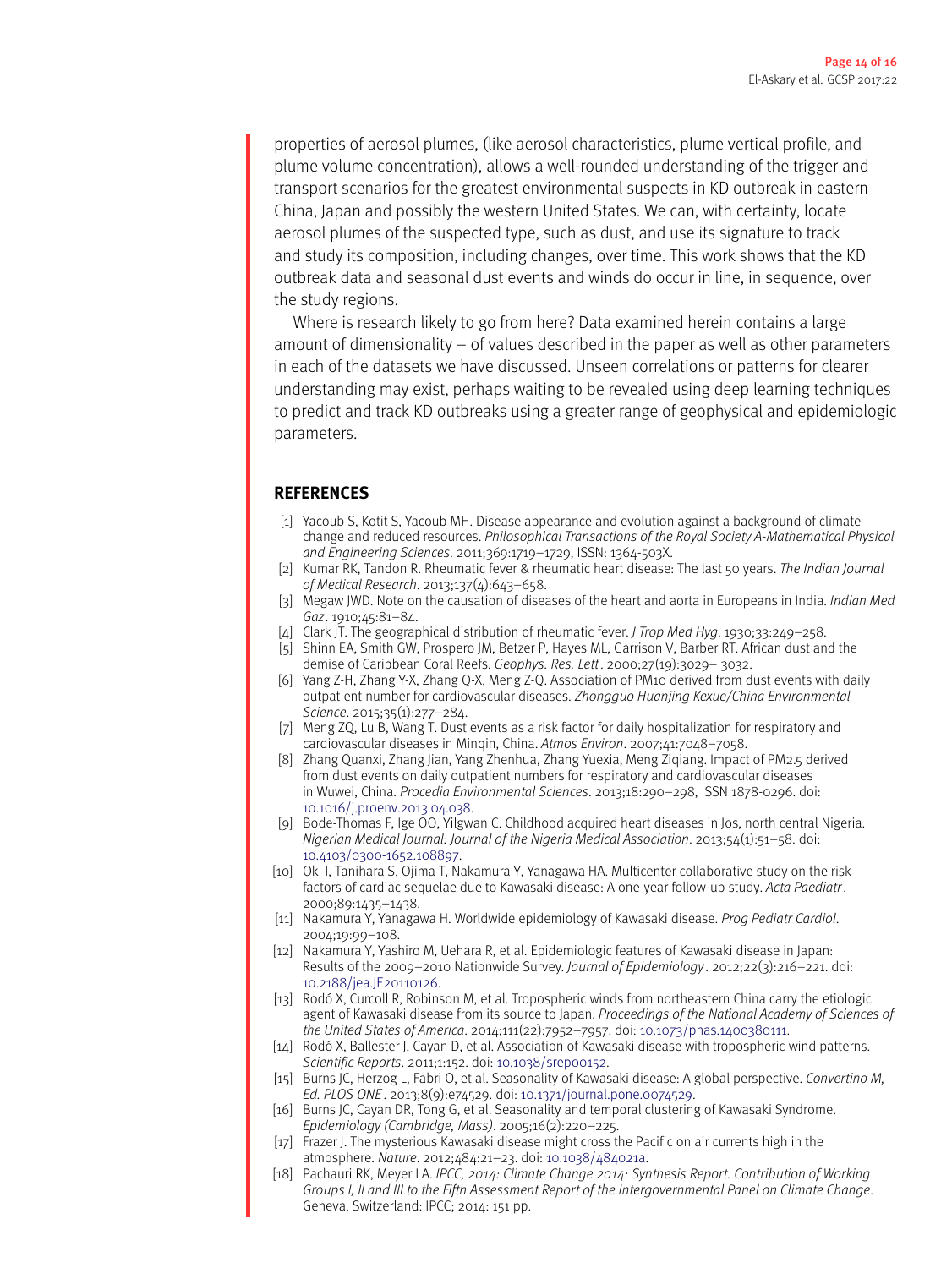properties of aerosol plumes, (like aerosol characteristics, plume vertical profile, and plume volume concentration), allows a well-rounded understanding of the trigger and transport scenarios for the greatest environmental suspects in KD outbreak in eastern China, Japan and possibly the western United States. We can, with certainty, locate aerosol plumes of the suspected type, such as dust, and use its signature to track and study its composition, including changes, over time. This work shows that the KD outbreak data and seasonal dust events and winds do occur in line, in sequence, over the study regions.

Where is research likely to go from here? Data examined herein contains a large amount of dimensionality – of values described in the paper as well as other parameters in each of the datasets we have discussed. Unseen correlations or patterns for clearer understanding may exist, perhaps waiting to be revealed using deep learning techniques to predict and track KD outbreaks using a greater range of geophysical and epidemiologic parameters.

## REFERENCES

[1] Yacoub S, Kotit S, Yacoub MH. Disease appearance and evolution against a background of climate change and reduced resources. *Philosophical Transactions of the Royal Society A-Mathematical Physical and Engineering Sciences*. 2011;369:1719–1729, ISSN: 1364-503X.

[2] Kumar RK, Tandon R. Rheumatic fever & rheumatic heart disease: The last 50 years. *The Indian Journal of Medical Research*. 2013;137(4):643–658.

[3] Megaw JWD. Note on the causation of diseases of the heart and aorta in Europeans in India. *Indian Med Gaz*. 1910;45:81–84.

[4] Clark JT. The geographical distribution of rheumatic fever. *J Trop Med Hyg*. 1930;33:249–258.

[5] Shinn EA, Smith GW, Prospero JM, Betzer P, Hayes ML, Garrison V, Barber RT. African dust and the demise of Caribbean Coral Reefs. *Geophys. Res. Lett*. 2000;27(19):3029– 3032.

[6] Yang Z-H, Zhang Y-X, Zhang Q-X, Meng Z-Q. Association of PM10 derived from dust events with daily outpatient number for cardiovascular diseases. *Zhongguo Huanjing Kexue/China Environmental Science*. 2015;35(1):277–284.

[7] Meng ZQ, Lu B, Wang T. Dust events as a risk factor for daily hospitalization for respiratory and cardiovascular diseases in Minqin, China. *Atmos Environ*. 2007;41:7048–7058.

[8] Zhang Quanxi, Zhang Jian, Yang Zhenhua, Zhang Yuexia, Meng Ziqiang. Impact of PM2.5 derived from dust events on daily outpatient numbers for respiratory and cardiovascular diseases in Wuwei, China. *Procedia Environmental Sciences*. 2013;18:290–298, ISSN 1878-0296. doi: 10.1016/j.proenv.2013.04.038.

[9] Bode-Thomas F, Ige OO, Yilgwan C. Childhood acquired heart diseases in Jos, north central Nigeria. *Nigerian Medical Journal: Journal of the Nigeria Medical Association*. 2013;54(1):51–58. doi: 10.4103/0300-1652.108897.

[10] Oki I, Tanihara S, Ojima T, Nakamura Y, Yanagawa HA. Multicenter collaborative study on the risk factors of cardiac sequelae due to Kawasaki disease: A one-year follow-up study. *Acta Paediatr*. 2000;89:1435–1438.

[11] Nakamura Y, Yanagawa H. Worldwide epidemiology of Kawasaki disease. *Prog Pediatr Cardiol*. 2004;19:99–108.

[12] Nakamura Y, Yashiro M, Uehara R, et al. Epidemiologic features of Kawasaki disease in Japan: Results of the 2009–2010 Nationwide Survey. *Journal of Epidemiology*. 2012;22(3):216–221. doi: 10.2188/jea.JE20110126.

[13] Rodó X, Curcoll R, Robinson M, et al. Tropospheric winds from northeastern China carry the etiologic agent of Kawasaki disease from its source to Japan. *Proceedings of the National Academy of Sciences of the United States of America*. 2014;111(22):7952–7957. doi: 10.1073/pnas.1400380111.

[14] Rodó X, Ballester J, Cayan D, et al. Association of Kawasaki disease with tropospheric wind patterns. *Scientific Reports*. 2011;1:152. doi: 10.1038/srep00152.

[15] Burns JC, Herzog L, Fabri O, et al. Seasonality of Kawasaki disease: A global perspective. *Convertino M, Ed. PLOS ONE*. 2013;8(9):e74529. doi: 10.1371/journal.pone.0074529.

[16] Burns JC, Cayan DR, Tong G, et al. Seasonality and temporal clustering of Kawasaki Syndrome. *Epidemiology (Cambridge, Mass)*. 2005;16(2):220–225.

[17] Frazer J. The mysterious Kawasaki disease might cross the Pacific on air currents high in the atmosphere. *Nature*. 2012;484:21–23. doi: 10.1038/484021a.

[18] Pachauri RK, Meyer LA. *IPCC, 2014: Climate Change 2014: Synthesis Report. Contribution of Working Groups I, II and III to the Fifth Assessment Report of the Intergovernmental Panel on Climate Change*. Geneva, Switzerland: IPCC; 2014: 151 pp.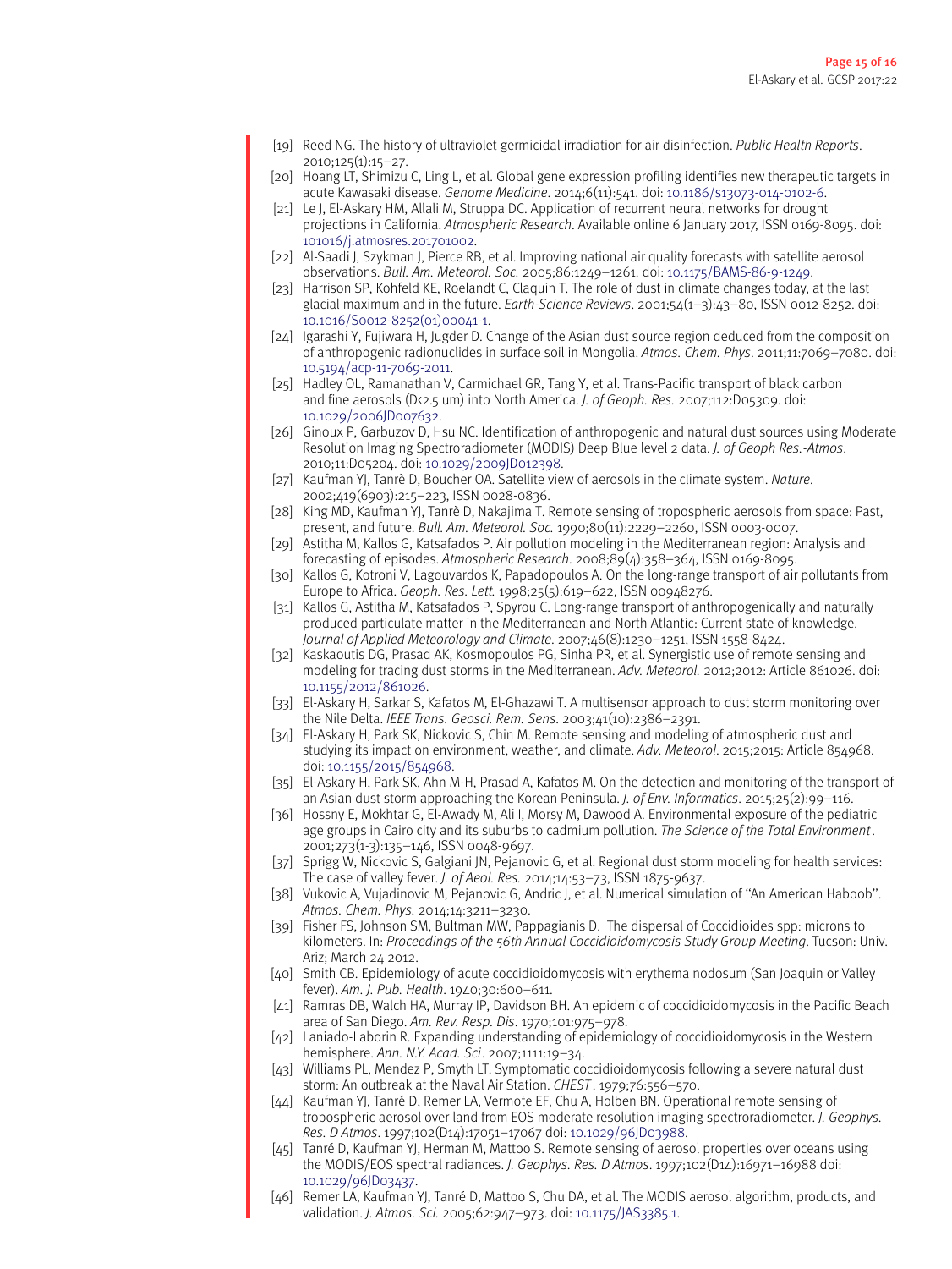[19] Reed NG. The history of ultraviolet germicidal irradiation for air disinfection. *Public Health Reports*. 2010;125(1):15–27.

[20] Hoang LT, Shimizu C, Ling L, et al. Global gene expression profiling identifies new therapeutic targets in acute Kawasaki disease. *Genome Medicine*. 2014;6(11):541. doi: 10.1186/s13073-014-0102-6.

[21] Le J, El-Askary HM, Allali M, Struppa DC. Application of recurrent neural networks for drought projections in California. *Atmospheric Research*. Available online 6 January 2017, ISSN 0169-8095. doi: 101016/j.atmosres.201701002.

[22] Al-Saadi J, Szykman J, Pierce RB, et al. Improving national air quality forecasts with satellite aerosol observations. *Bull. Am. Meteorol. Soc.* 2005;86:1249–1261. doi: 10.1175/BAMS-86-9-1249.

[23] Harrison SP, Kohfeld KE, Roelandt C, Claquin T. The role of dust in climate changes today, at the last glacial maximum and in the future. *Earth-Science Reviews*. 2001;54(1–3):43–80, ISSN 0012-8252. doi: 10.1016/S0012-8252(01)00041-1.

[24] Igarashi Y, Fujiwara H, Jugder D. Change of the Asian dust source region deduced from the composition of anthropogenic radionuclides in surface soil in Mongolia. *Atmos. Chem. Phys*. 2011;11:7069–7080. doi: 10.5194/acp-11-7069-2011.

[25] Hadley OL, Ramanathan V, Carmichael GR, Tang Y, et al. Trans-Pacific transport of black carbon and fine aerosols (D<2.5 um) into North America. *J. of Geoph. Res.* 2007;112:D05309. doi: 10.1029/2006JD007632.

[26] Ginoux P, Garbuzov D, Hsu NC. Identification of anthropogenic and natural dust sources using Moderate Resolution Imaging Spectroradiometer (MODIS) Deep Blue level 2 data. *J. of Geoph Res.-Atmos*. 2010;11:D05204. doi: 10.1029/2009JD012398.

[27] Kaufman YJ, Tanrè D, Boucher OA. Satellite view of aerosols in the climate system. *Nature*. 2002;419(6903):215–223, ISSN 0028-0836.

[28] King MD, Kaufman YJ, Tanrè D, Nakajima T. Remote sensing of tropospheric aerosols from space: Past, present, and future. *Bull. Am. Meteorol. Soc.* 1990;80(11):2229–2260, ISSN 0003-0007.

[29] Astitha M, Kallos G, Katsafados P. Air pollution modeling in the Mediterranean region: Analysis and forecasting of episodes. *Atmospheric Research*. 2008;89(4):358–364, ISSN 0169-8095.

[30] Kallos G, Kotroni V, Lagouvardos K, Papadopoulos A. On the long-range transport of air pollutants from Europe to Africa. *Geoph. Res. Lett.* 1998;25(5):619–622, ISSN 00948276.

[31] Kallos G, Astitha M, Katsafados P, Spyrou C. Long-range transport of anthropogenically and naturally produced particulate matter in the Mediterranean and North Atlantic: Current state of knowledge. *Journal of Applied Meteorology and Climate*. 2007;46(8):1230–1251, ISSN 1558-8424.

[32] Kaskaoutis DG, Prasad AK, Kosmopoulos PG, Sinha PR, et al. Synergistic use of remote sensing and modeling for tracing dust storms in the Mediterranean. *Adv. Meteorol.* 2012;2012: Article 861026. doi: 10.1155/2012/861026.

[33] El-Askary H, Sarkar S, Kafatos M, El-Ghazawi T. A multisensor approach to dust storm monitoring over the Nile Delta. *IEEE Trans. Geosci. Rem. Sens*. 2003;41(10):2386–2391.

[34] El-Askary H, Park SK, Nickovic S, Chin M. Remote sensing and modeling of atmospheric dust and studying its impact on environment, weather, and climate. *Adv. Meteorol*. 2015;2015: Article 854968. doi: 10.1155/2015/854968.

[35] El-Askary H, Park SK, Ahn M-H, Prasad A, Kafatos M. On the detection and monitoring of the transport of an Asian dust storm approaching the Korean Peninsula. *J. of Env. Informatics*. 2015;25(2):99–116.

[36] Hossny E, Mokhtar G, El-Awady M, Ali I, Morsy M, Dawood A. Environmental exposure of the pediatric age groups in Cairo city and its suburbs to cadmium pollution. *The Science of the Total Environment*. 2001;273(1-3):135–146, ISSN 0048-9697.

[37] Sprigg W, Nickovic S, Galgiani JN, Pejanovic G, et al. Regional dust storm modeling for health services: The case of valley fever. *J. of Aeol. Res.* 2014;14:53–73, ISSN 1875-9637.

[38] Vukovic A, Vujadinovic M, Pejanovic G, Andric J, et al. Numerical simulation of "An American Haboob". *Atmos. Chem. Phys.* 2014;14:3211–3230.

[39] Fisher FS, Johnson SM, Bultman MW, Pappagianis D. The dispersal of Coccidioides spp: microns to kilometers. In: *Proceedings of the 56th Annual Coccidioidomycosis Study Group Meeting*. Tucson: Univ. Ariz; March 24 2012.

[40] Smith CB. Epidemiology of acute coccidioidomycosis with erythema nodosum (San Joaquin or Valley fever). *Am. J. Pub. Health*. 1940;30:600–611.

[41] Ramras DB, Walch HA, Murray IP, Davidson BH. An epidemic of coccidioidomycosis in the Pacific Beach area of San Diego. *Am. Rev. Resp. Dis*. 1970;101:975–978.

[42] Laniado-Laborin R. Expanding understanding of epidemiology of coccidioidomycosis in the Western hemisphere. *Ann. N.Y. Acad. Sci*. 2007;1111:19–34.

[43] Williams PL, Mendez P, Smyth LT. Symptomatic coccidioidomycosis following a severe natural dust storm: An outbreak at the Naval Air Station. *CHEST*. 1979;76:556–570.

[44] Kaufman YJ, Tanré D, Remer LA, Vermote EF, Chu A, Holben BN. Operational remote sensing of tropospheric aerosol over land from EOS moderate resolution imaging spectroradiometer. *J. Geophys. Res. D Atmos*. 1997;102(D14):17051–17067 doi: 10.1029/96JD03988.

[45] Tanré D, Kaufman YJ, Herman M, Mattoo S. Remote sensing of aerosol properties over oceans using the MODIS/EOS spectral radiances. *J. Geophys. Res. D Atmos*. 1997;102(D14):16971–16988 doi: 10.1029/96JD03437.

[46] Remer LA, Kaufman YJ, Tanré D, Mattoo S, Chu DA, et al. The MODIS aerosol algorithm, products, and validation. *J. Atmos. Sci.* 2005;62:947–973. doi: 10.1175/JAS3385.1.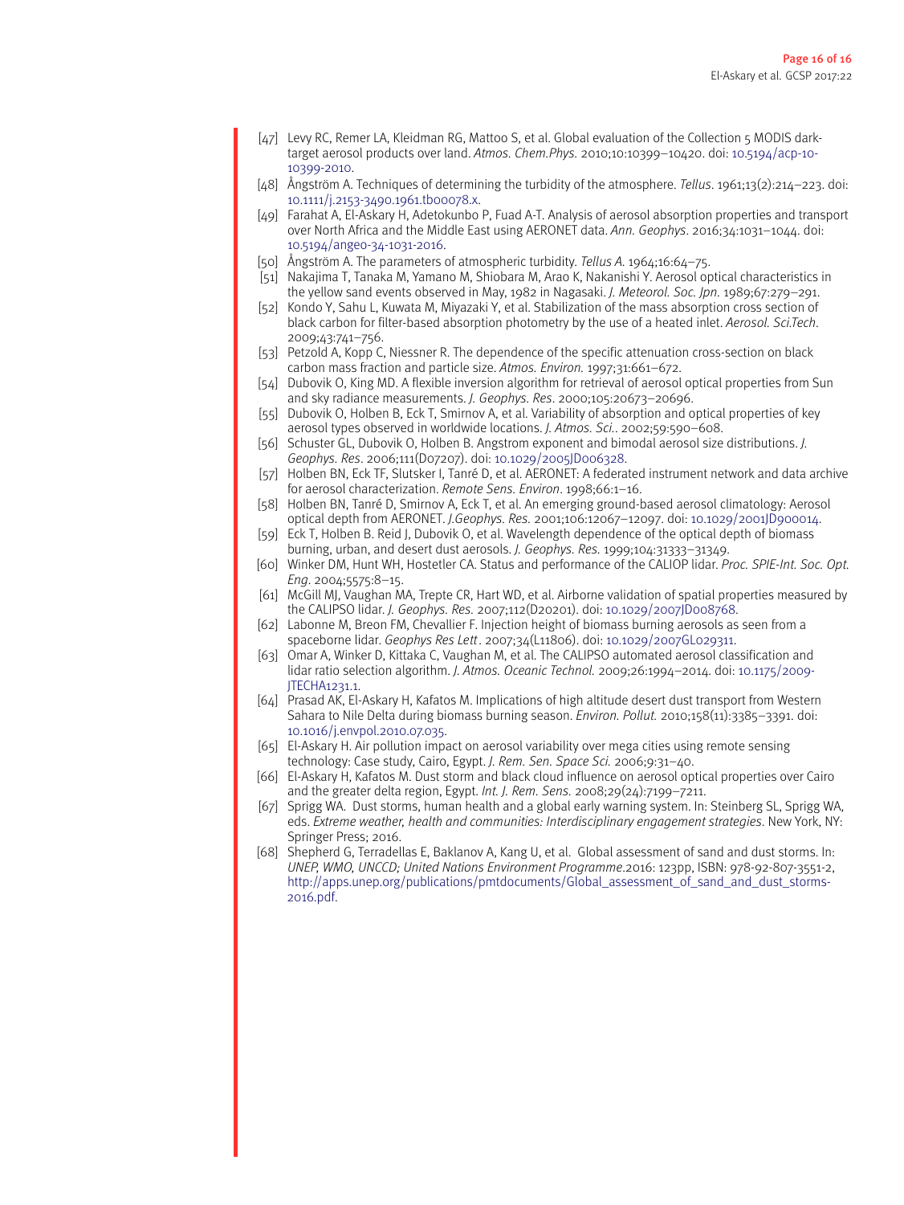[47] Levy RC, Remer LA, Kleidman RG, Mattoo S, et al. Global evaluation of the Collection 5 MODIS dark-target aerosol products over land. *Atmos. Chem.Phys.* 2010;10:10399–10420. doi: 10.5194/acp-10-10399-2010.

[48] Ångström A. Techniques of determining the turbidity of the atmosphere. *Tellus*. 1961;13(2):214–223. doi: 10.1111/j.2153-3490.1961.tb00078.x.

[49] Farahat A, El-Askary H, Adetokunbo P, Fuad A-T. Analysis of aerosol absorption properties and transport over North Africa and the Middle East using AERONET data. *Ann. Geophys*. 2016;34:1031–1044. doi: 10.5194/angeo-34-1031-2016.

[50] Ångström A. The parameters of atmospheric turbidity. *Tellus A*. 1964;16:64–75.

[51] Nakajima T, Tanaka M, Yamano M, Shiobara M, Arao K, Nakanishi Y. Aerosol optical characteristics in the yellow sand events observed in May, 1982 in Nagasaki. *J. Meteorol. Soc. Jpn.* 1989;67:279–291.

[52] Kondo Y, Sahu L, Kuwata M, Miyazaki Y, et al. Stabilization of the mass absorption cross section of black carbon for filter-based absorption photometry by the use of a heated inlet. *Aerosol. Sci.Tech*. 2009;43:741–756.

[53] Petzold A, Kopp C, Niessner R. The dependence of the specific attenuation cross-section on black carbon mass fraction and particle size. *Atmos. Environ.* 1997;31:661–672.

[54] Dubovik O, King MD. A flexible inversion algorithm for retrieval of aerosol optical properties from Sun and sky radiance measurements. *J. Geophys. Res*. 2000;105:20673–20696.

[55] Dubovik O, Holben B, Eck T, Smirnov A, et al. Variability of absorption and optical properties of key aerosol types observed in worldwide locations. *J. Atmos. Sci.*. 2002;59:590–608.

[56] Schuster GL, Dubovik O, Holben B. Angstrom exponent and bimodal aerosol size distributions. *J. Geophys. Res*. 2006;111(D07207). doi: 10.1029/2005JD006328.

[57] Holben BN, Eck TF, Slutsker I, Tanré D, et al. AERONET: A federated instrument network and data archive for aerosol characterization. *Remote Sens. Environ*. 1998;66:1–16.

[58] Holben BN, Tanré D, Smirnov A, Eck T, et al. An emerging ground-based aerosol climatology: Aerosol optical depth from AERONET. *J.Geophys. Res.* 2001;106:12067–12097. doi: 10.1029/2001JD900014.

[59] Eck T, Holben B. Reid J, Dubovik O, et al. Wavelength dependence of the optical depth of biomass burning, urban, and desert dust aerosols. *J. Geophys. Res.* 1999;104:31333–31349.

[60] Winker DM, Hunt WH, Hostetler CA. Status and performance of the CALIOP lidar. *Proc. SPIE-Int. Soc. Opt. Eng*. 2004;5575:8–15.

[61] McGill MJ, Vaughan MA, Trepte CR, Hart WD, et al. Airborne validation of spatial properties measured by the CALIPSO lidar. *J. Geophys. Res.* 2007;112(D20201). doi: 10.1029/2007JD008768.

[62] Labonne M, Breon FM, Chevallier F. Injection height of biomass burning aerosols as seen from a spaceborne lidar. *Geophys Res Lett*. 2007;34(L11806). doi: 10.1029/2007GL029311.

[63] Omar A, Winker D, Kittaka C, Vaughan M, et al. The CALIPSO automated aerosol classification and lidar ratio selection algorithm. *J. Atmos. Oceanic Technol.* 2009;26:1994–2014. doi: 10.1175/2009-JTECHA1231.1.

[64] Prasad AK, El-Askary H, Kafatos M. Implications of high altitude desert dust transport from Western Sahara to Nile Delta during biomass burning season. *Environ. Pollut.* 2010;158(11):3385–3391. doi: 10.1016/j.envpol.2010.07.035.

[65] El-Askary H. Air pollution impact on aerosol variability over mega cities using remote sensing technology: Case study, Cairo, Egypt. *J. Rem. Sen. Space Sci.* 2006;9:31–40.

[66] El-Askary H, Kafatos M. Dust storm and black cloud influence on aerosol optical properties over Cairo and the greater delta region, Egypt. *Int. J. Rem. Sens.* 2008;29(24):7199–7211.

[67] Sprigg WA. Dust storms, human health and a global early warning system. In: Steinberg SL, Sprigg WA, eds. *Extreme weather, health and communities: Interdisciplinary engagement strategies*. New York, NY: Springer Press; 2016.

[68] Shepherd G, Terradellas E, Baklanov A, Kang U, et al. Global assessment of sand and dust storms. In: *UNEP, WMO, UNCCD; United Nations Environment Programme*.2016: 123pp, ISBN: 978-92-807-3551-2, http://apps.unep.org/publications/pmtdocuments/Global_assessment_of_sand_and_dust_storms-2016.pdf.